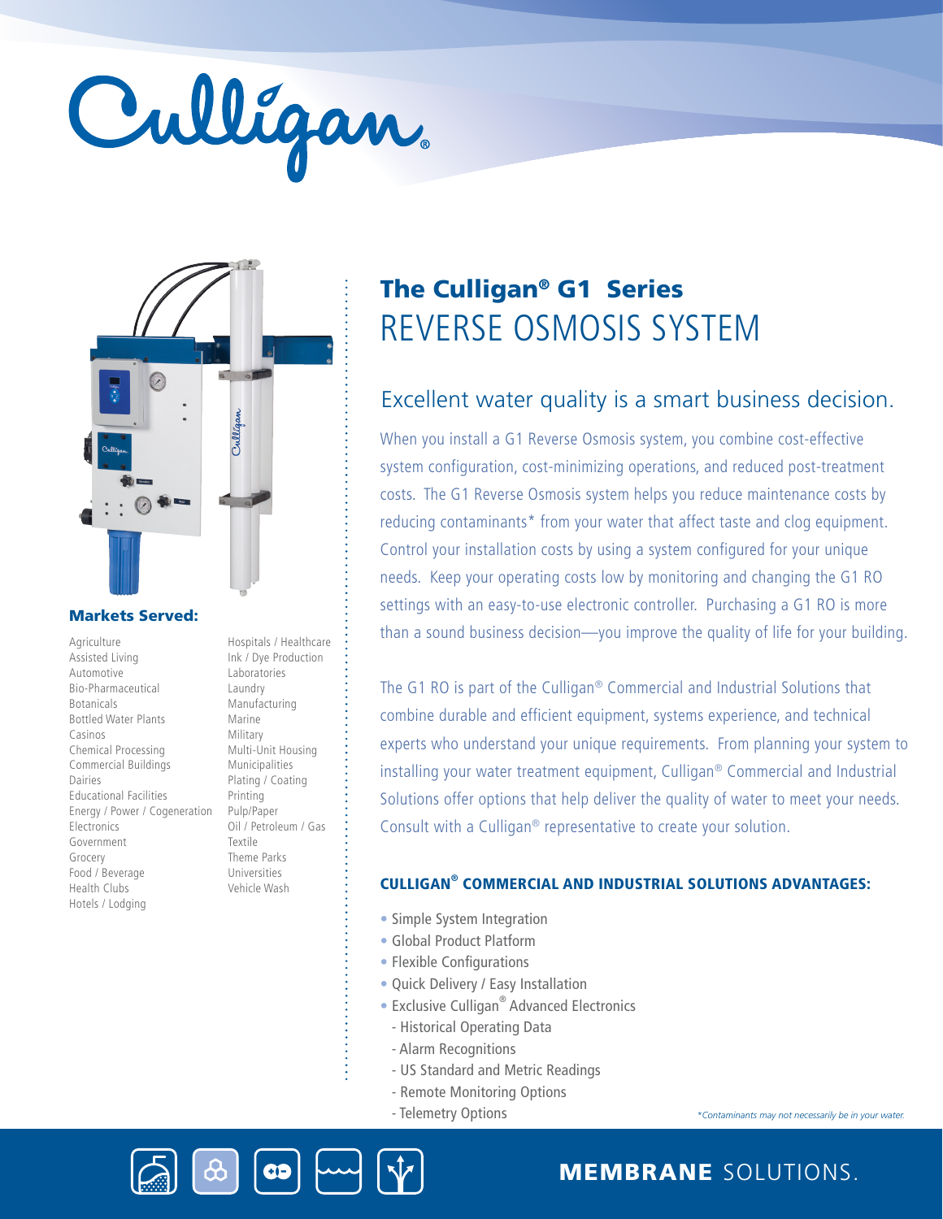Culligan®

# The Culligan® G1 Series
## REVERSE OSMOSIS SYSTEM

### Excellent water quality is a smart business decision.

When you install a G1 Reverse Osmosis system, you combine cost-effective system configuration, cost-minimizing operations, and reduced post-treatment costs. The G1 Reverse Osmosis system helps you reduce maintenance costs by reducing contaminants* from your water that affect taste and clog equipment. Control your installation costs by using a system configured for your unique needs. Keep your operating costs low by monitoring and changing the G1 RO settings with an easy-to-use electronic controller. Purchasing a G1 RO is more than a sound business decision—you improve the quality of life for your building.

The G1 RO is part of the Culligan® Commercial and Industrial Solutions that combine durable and efficient equipment, systems experience, and technical experts who understand your unique requirements. From planning your system to installing your water treatment equipment, Culligan® Commercial and Industrial Solutions offer options that help deliver the quality of water to meet your needs. Consult with a Culligan® representative to create your solution.

### CULLIGAN® COMMERCIAL AND INDUSTRIAL SOLUTIONS ADVANTAGES:

- Simple System Integration
- Global Product Platform
- Flexible Configurations
- Quick Delivery / Easy Installation
- Exclusive Culligan® Advanced Electronics
  - Historical Operating Data
  - Alarm Recognitions
  - US Standard and Metric Readings
  - Remote Monitoring Options
  - Telemetry Options

*\*Contaminants may not necessarily be in your water.*

### Markets Served:

Agriculture
Assisted Living
Automotive
Bio-Pharmaceutical
Botanicals
Bottled Water Plants
Casinos
Chemical Processing
Commercial Buildings
Dairies
Educational Facilities
Energy / Power / Cogeneration
Electronics
Government
Grocery
Food / Beverage
Health Clubs
Hotels / Lodging
Hospitals / Healthcare
Ink / Dye Production
Laboratories
Laundry
Manufacturing
Marine
Military
Multi-Unit Housing
Municipalities
Plating / Coating
Printing
Pulp/Paper
Oil / Petroleum / Gas
Textile
Theme Parks
Universities
Vehicle Wash

**MEMBRANE** SOLUTIONS.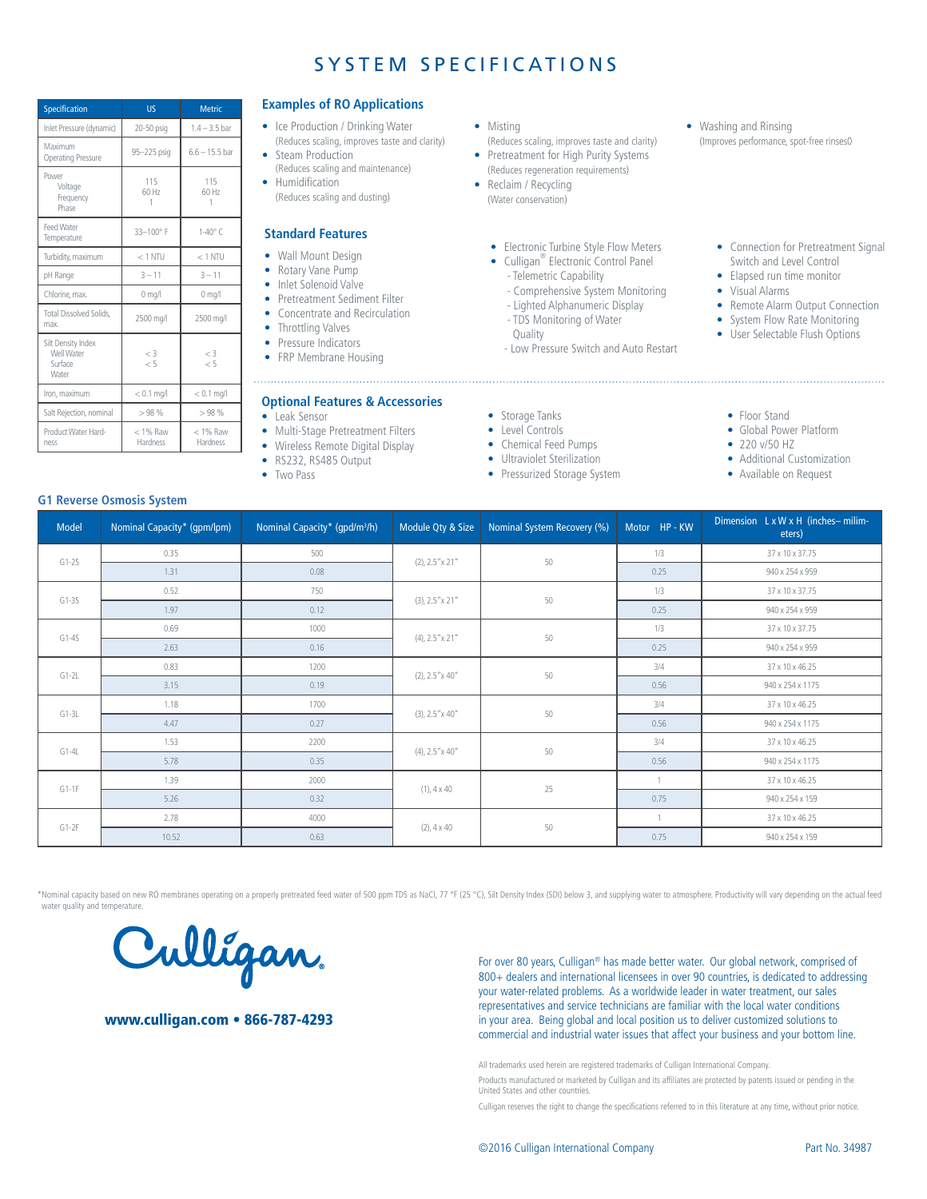# SYSTEM SPECIFICATIONS

| Specification | US | Metric |
|---|---|---|
| Inlet Pressure (dynamic) | 20-50 psig | 1.4 – 3.5 bar |
| Maximum Operating Pressure | 95–225 psig | 6.6 – 15.5 bar |
| Power Voltage Frequency Phase | 115 60 Hz 1 | 115 60 Hz 1 |
| Feed Water Temperature | 33–100° F | 1-40° C |
| Turbidity, maximum | < 1 NTU | < 1 NTU |
| pH Range | 3 – 11 | 3 – 11 |
| Chlorine, max. | 0 mg/l | 0 mg/l |
| Total Dissolved Solids, max. | 2500 mg/l | 2500 mg/l |
| Silt Density Index Well Water Surface Water | < 3 < 5 | < 3 < 5 |
| Iron, maximum | < 0.1 mg/l | < 0.1 mg/l |
| Salt Rejection, nominal | > 98 % | > 98 % |
| Product Water Hardness | < 1% Raw Hardness | < 1% Raw Hardness |

## Examples of RO Applications

- Ice Production / Drinking Water
  (Reduces scaling, improves taste and clarity)
- Steam Production
  (Reduces scaling and maintenance)
- Humidification
  (Reduces scaling and dusting)
- Misting
  (Reduces scaling, improves taste and clarity)
- Pretreatment for High Purity Systems
  (Reduces regeneration requirements)
- Reclaim / Recycling
  (Water conservation)
- Washing and Rinsing
  (Improves performance, spot-free rinses0

## Standard Features

- Wall Mount Design
- Rotary Vane Pump
- Inlet Solenoid Valve
- Pretreatment Sediment Filter
- Concentrate and Recirculation
- Throttling Valves
- Pressure Indicators
- FRP Membrane Housing
- Electronic Turbine Style Flow Meters
- Culligan® Electronic Control Panel
  - Telemetric Capability
  - Comprehensive System Monitoring
  - Lighted Alphanumeric Display
  - TDS Monitoring of Water Quality
  - Low Pressure Switch and Auto Restart
- Connection for Pretreatment Signal Switch and Level Control
- Elapsed run time monitor
- Visual Alarms
- Remote Alarm Output Connection
- System Flow Rate Monitoring
- User Selectable Flush Options

## Optional Features & Accessories

- Leak Sensor
- Multi-Stage Pretreatment Filters
- Wireless Remote Digital Display
- RS232, RS485 Output
- Two Pass
- Storage Tanks
- Level Controls
- Chemical Feed Pumps
- Ultraviolet Sterilization
- Pressurized Storage System
- Floor Stand
- Global Power Platform
- 220 v/50 HZ
- Additional Customization
- Available on Request

## G1 Reverse Osmosis System

| Model | Nominal Capacity* (gpm/lpm) | Nominal Capacity* (gpd/m³/h) | Module Qty & Size | Nominal System Recovery (%) | Motor HP - KW | Dimension L x W x H (inches– milimeters) |
|---|---|---|---|---|---|---|
| G1-2S | 0.35 | 500 | (2), 2.5"x 21" | 50 | 1/3 | 37 x 10 x 37.75 |
| | 1.31 | 0.08 | | | 0.25 | 940 x 254 x 959 |
| G1-3S | 0.52 | 750 | (3), 2.5"x 21" | 50 | 1/3 | 37 x 10 x 37.75 |
| | 1.97 | 0.12 | | | 0.25 | 940 x 254 x 959 |
| G1-4S | 0.69 | 1000 | (4), 2.5"x 21" | 50 | 1/3 | 37 x 10 x 37.75 |
| | 2.63 | 0.16 | | | 0.25 | 940 x 254 x 959 |
| G1-2L | 0.83 | 1200 | (2), 2.5"x 40" | 50 | 3/4 | 37 x 10 x 46.25 |
| | 3.15 | 0.19 | | | 0.56 | 940 x 254 x 1175 |
| G1-3L | 1.18 | 1700 | (3), 2.5"x 40" | 50 | 3/4 | 37 x 10 x 46.25 |
| | 4.47 | 0.27 | | | 0.56 | 940 x 254 x 1175 |
| G1-4L | 1.53 | 2200 | (4), 2.5"x 40" | 50 | 3/4 | 37 x 10 x 46.25 |
| | 5.78 | 0.35 | | | 0.56 | 940 x 254 x 1175 |
| G1-1F | 1.39 | 2000 | (1), 4 x 40 | 25 | 1 | 37 x 10 x 46.25 |
| | 5.26 | 0.32 | | | 0.75 | 940 x 254 x 159 |
| G1-2F | 2.78 | 4000 | (2), 4 x 40 | 50 | 1 | 37 x 10 x 46.25 |
| | 10.52 | 0.63 | | | 0.75 | 940 x 254 x 159 |

*Nominal capacity based on new RO membranes operating on a properly pretreated feed water of 500 ppm TDS as NaCl, 77 °F (25 °C), Silt Density Index (SDI) below 3, and supplying water to atmosphere. Productivity will vary depending on the actual feed water quality and temperature.

Culligan

**www.culligan.com • 866-787-4293**

For over 80 years, Culligan® has made better water. Our global network, comprised of 800+ dealers and international licensees in over 90 countries, is dedicated to addressing your water-related problems. As a worldwide leader in water treatment, our sales representatives and service technicians are familiar with the local water conditions in your area. Being global and local position us to deliver customized solutions to commercial and industrial water issues that affect your business and your bottom line.

All trademarks used herein are registered trademarks of Culligan International Company.

Products manufactured or marketed by Culligan and its affiliates are protected by patents issued or pending in the United States and other countries.

Culligan reserves the right to change the specifications referred to in this literature at any time, without prior notice.

©2016 Culligan International Company

Part No. 34987